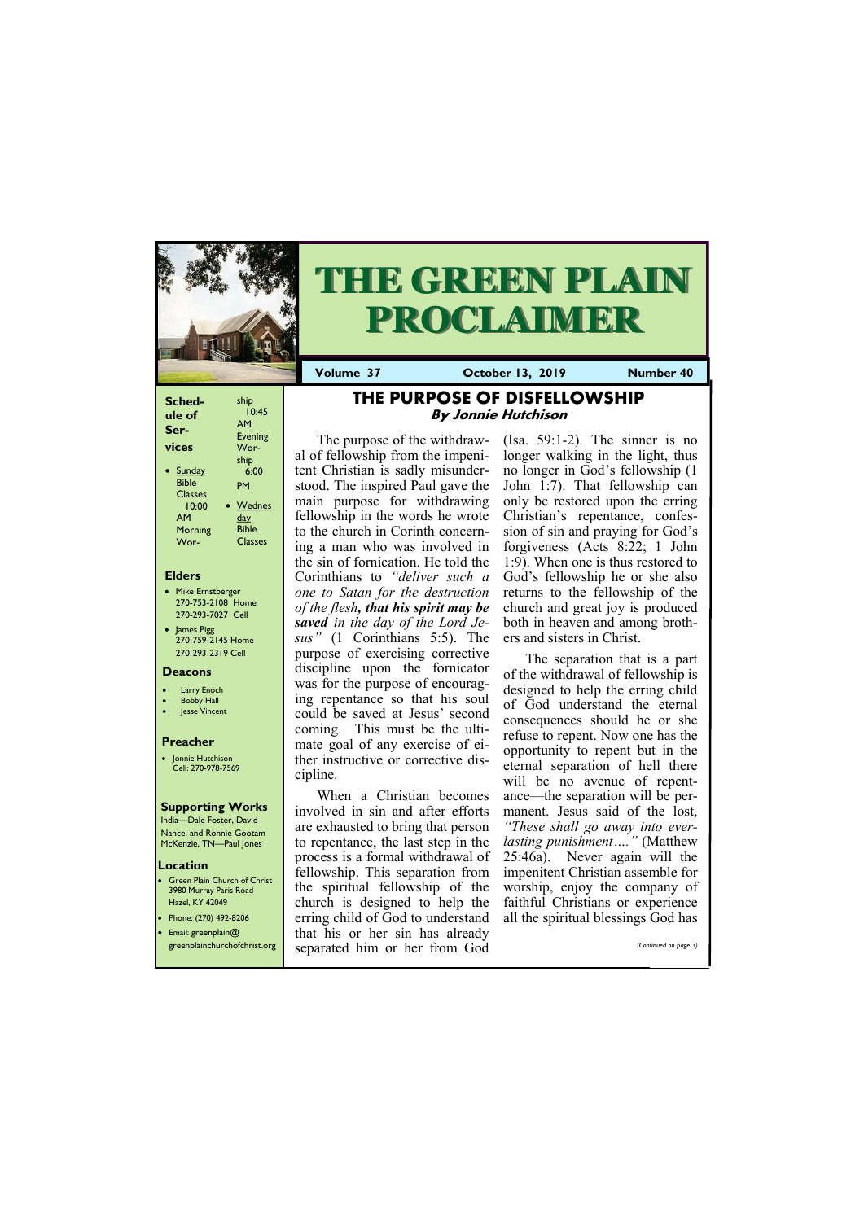# THE GREEN PLAIN PROCLAIMER

**Volume 37** | **October 13, 2019** | **Number 40**

## THE PURPOSE OF DISFELLOWSHIP

### By Jonnie Hutchison

The purpose of the withdrawal of fellowship from the impenitent Christian is sadly misunderstood. The inspired Paul gave the main purpose for withdrawing fellowship in the words he wrote to the church in Corinth concerning a man who was involved in the sin of fornication. He told the Corinthians to *"deliver such a one to Satan for the destruction of the flesh, **that his spirit may be saved** in the day of the Lord Jesus"* (1 Corinthians 5:5). The purpose of exercising corrective discipline upon the fornicator was for the purpose of encouraging repentance so that his soul could be saved at Jesus' second coming. This must be the ultimate goal of any exercise of either instructive or corrective discipline.

When a Christian becomes involved in sin and after efforts are exhausted to bring that person to repentance, the last step in the process is a formal withdrawal of fellowship. This separation from the spiritual fellowship of the church is designed to help the erring child of God to understand that his or her sin has already separated him or her from God (Isa. 59:1-2). The sinner is no longer walking in the light, thus no longer in God's fellowship (1 John 1:7). That fellowship can only be restored upon the erring Christian's repentance, confession of sin and praying for God's forgiveness (Acts 8:22; 1 John 1:9). When one is thus restored to God's fellowship he or she also returns to the fellowship of the church and great joy is produced both in heaven and among brothers and sisters in Christ.

The separation that is a part of the withdrawal of fellowship is designed to help the erring child of God understand the eternal consequences should he or she refuse to repent. Now one has the opportunity to repent but in the eternal separation of hell there will be no avenue of repentance—the separation will be permanent. Jesus said of the lost, *"These shall go away into everlasting punishment…."* (Matthew 25:46a). Never again will the impenitent Christian assemble for worship, enjoy the company of faithful Christians or experience all the spiritual blessings God has

*(Continued on page 3)*

---

**Schedule of Services**

- Sunday Bible Classes 10:00 AM
- Morning Worship 10:45 AM
- Evening Worship 6:00 PM
- Wednesday Bible Classes

**Elders**

- Mike Ernstberger 270-753-2108 Home 270-293-7027 Cell
- James Pigg 270-759-2145 Home 270-293-2319 Cell

**Deacons**

- Larry Enoch
- Bobby Hall
- Jesse Vincent

**Preacher**

- Jonnie Hutchison Cell: 270-978-7569

**Supporting Works**

India—Dale Foster, David Nance. and Ronnie Gootam
McKenzie, TN—Paul Jones

**Location**

- Green Plain Church of Christ 3980 Murray Paris Road Hazel, KY 42049
- Phone: (270) 492-8206
- Email: greenplain@greenplainchurchofchrist.org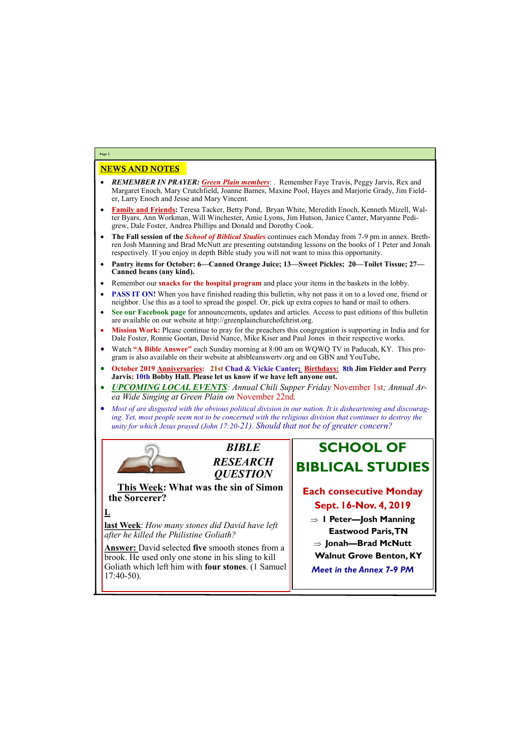## NEWS AND NOTES

- ***REMEMBER IN PRAYER:*** ***Green Plain members***: . Remember Faye Travis, Peggy Jarvis, Rex and Margaret Enoch, Mary Crutchfield, Joanne Barnes, Maxine Pool, Hayes and Marjorie Grady, Jim Fielder, Larry Enoch and Jesse and Mary Vincent.
- **Family and Friends:** Teresa Tacker, Betty Pond, Bryan White, Meredith Enoch, Kenneth Mizell, Walter Byars, Ann Workman, Will Winchester, Amie Lyons, Jim Hutson, Janice Canter, Maryanne Pedigrew, Dale Foster, Andrea Phillips and Donald and Dorothy Cook.
- **The Fall session of the *School of Biblical Studies*** continues each Monday from 7-9 pm in annex. Brethren Josh Manning and Brad McNutt are presenting outstanding lessons on the books of 1 Peter and Jonah respectively. If you enjoy in depth Bible study you will not want to miss this opportunity.
- **Pantry items for October: 6—Canned Orange Juice; 13—Sweet Pickles; 20—Toilet Tissue; 27—Canned beans (any kind).**
- Remember our **snacks for the hospital program** and place your items in the baskets in the lobby.
- **PASS IT ON!** When you have finished reading this bulletin, why not pass it on to a loved one, friend or neighbor. Use this as a tool to spread the gospel. Or, pick up extra copies to hand or mail to others.
- **See our Facebook page** for announcements, updates and articles. Access to past editions of this bulletin are available on our website at http://greenplainchurchofchrist.org.
- **Mission Work:** Please continue to pray for the preachers this congregation is supporting in India and for Dale Foster, Ronnie Gootan, David Nance, Mike Kiser and Paul Jones in their respective works.
- Watch **"A Bible Answer"** each Sunday morning at 8:00 am on WQWQ TV in Paducah, KY. This program is also available on their website at abibleanswertv.org and on GBN and YouTube**.**
- **October 2019 Anniversaries: 21st Chad & Vickie Canter; Birthdays: 8th Jim Fielder and Perry Jarvis; 10th Bobby Hall. Please let us know if we have left anyone out.**
- ***UPCOMING LOCAL EVENTS***: *Annual Chili Supper Friday November 1st; Annual Area Wide Singing at Green Plain on November 22nd.*
- *Most of are disgusted with the obvious political division in our nation. It is disheartening and discouraging. Yet, most people seem not to be concerned with the religious division that continues to destroy the unity for which Jesus prayed (John 17:20-21). Should that not be of greater concern?*

### *BIBLE RESEARCH QUESTION*

**This Week: What was the sin of Simon the Sorcerer?**

**L**

**last Week**: *How many stones did David have left after he killed the Philistine Goliath?*

**Answer:** David selected **five** smooth stones from a brook. He used only one stone in his sling to kill Goliath which left him with **four stones**. (1 Samuel 17:40-50).

## SCHOOL OF BIBLICAL STUDIES

**Each consecutive Monday**
**Sept. 16-Nov. 4, 2019**

⇒ **1 Peter—Josh Manning**
**Eastwood Paris, TN**

⇒ **Jonah—Brad McNutt**
**Walnut Grove Benton, KY**

***Meet in the Annex 7-9 PM***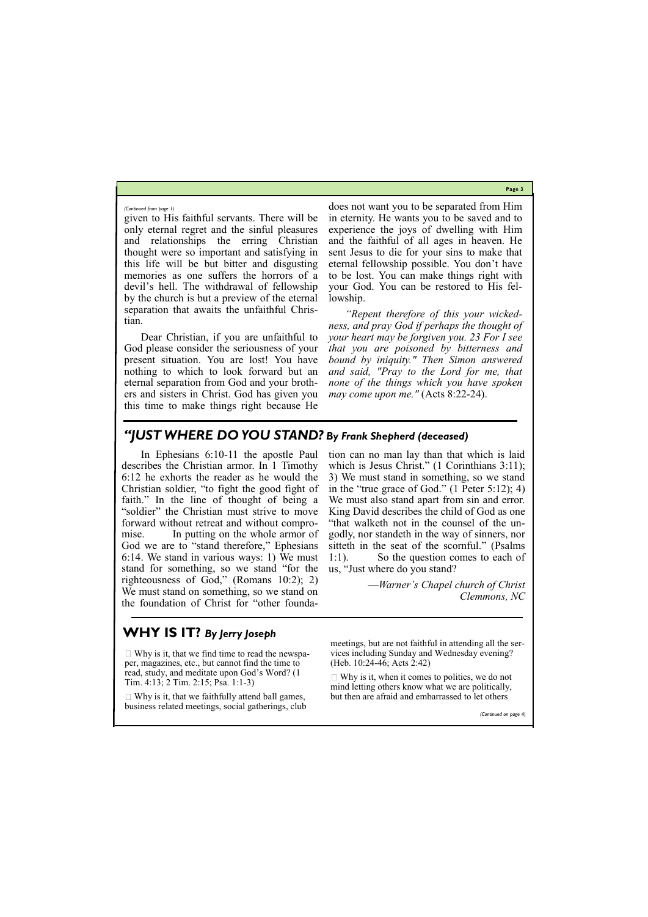*(Continued from page 1)*

given to His faithful servants. There will be only eternal regret and the sinful pleasures and relationships the erring Christian thought were so important and satisfying in this life will be but bitter and disgusting memories as one suffers the horrors of a devil's hell. The withdrawal of fellowship by the church is but a preview of the eternal separation that awaits the unfaithful Christian.

Dear Christian, if you are unfaithful to God please consider the seriousness of your present situation. You are lost! You have nothing to which to look forward but an eternal separation from God and your brothers and sisters in Christ. God has given you this time to make things right because He does not want you to be separated from Him in eternity. He wants you to be saved and to experience the joys of dwelling with Him and the faithful of all ages in heaven. He sent Jesus to die for your sins to make that eternal fellowship possible. You don't have to be lost. You can make things right with your God. You can be restored to His fellowship.

*"Repent therefore of this your wickedness, and pray God if perhaps the thought of your heart may be forgiven you. 23 For I see that you are poisoned by bitterness and bound by iniquity." Then Simon answered and said, "Pray to the Lord for me, that none of the things which you have spoken may come upon me."* (Acts 8:22-24).

## *"JUST WHERE DO YOU STAND? By Frank Shepherd (deceased)*

In Ephesians 6:10-11 the apostle Paul describes the Christian armor. In 1 Timothy 6:12 he exhorts the reader as he would the Christian soldier, "to fight the good fight of faith." In the line of thought of being a "soldier" the Christian must strive to move forward without retreat and without compromise. In putting on the whole armor of God we are to "stand therefore," Ephesians 6:14. We stand in various ways: 1) We must stand for something, so we stand "for the righteousness of God," (Romans 10:2); 2) We must stand on something, so we stand on the foundation of Christ for "other foundation can no man lay than that which is laid which is Jesus Christ." (1 Corinthians 3:11); 3) We must stand in something, so we stand in the "true grace of God." (1 Peter 5:12); 4) We must also stand apart from sin and error. King David describes the child of God as one "that walketh not in the counsel of the ungodly, nor standeth in the way of sinners, nor sitteth in the seat of the scornful." (Psalms 1:1). So the question comes to each of us, "Just where do you stand?

—*Warner's Chapel church of Christ*
*Clemmons, NC*

## WHY IS IT? *By Jerry Joseph*

- Why is it, that we find time to read the newspaper, magazines, etc., but cannot find the time to read, study, and meditate upon God's Word? (1 Tim. 4:13; 2 Tim. 2:15; Psa. 1:1-3)
- Why is it, that we faithfully attend ball games, business related meetings, social gatherings, club meetings, but are not faithful in attending all the services including Sunday and Wednesday evening? (Heb. 10:24-46; Acts 2:42)
- Why is it, when it comes to politics, we do not mind letting others know what we are politically, but then are afraid and embarrassed to let others

*(Continued on page 4)*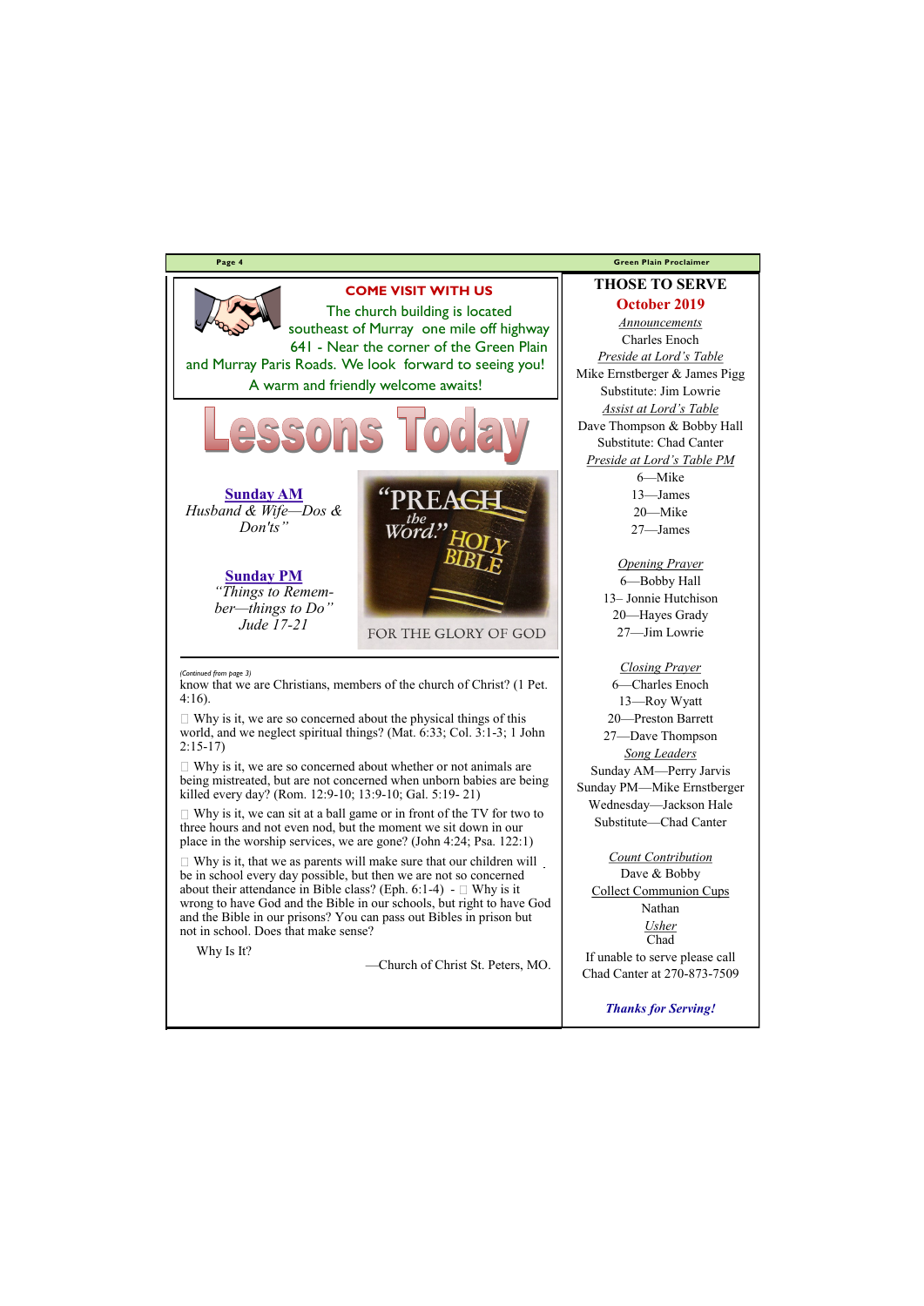## COME VISIT WITH US

The church building is located southeast of Murray one mile off highway 641 - Near the corner of the Green Plain and Murray Paris Roads. We look forward to seeing you! A warm and friendly welcome awaits!

# Lessons Today

**Sunday AM**
*Husband & Wife—Dos & Don'ts"*

**Sunday PM**
*"Things to Remember—things to Do"*
*Jude 17-21*

"PREACH the Word." HOLY BIBLE

FOR THE GLORY OF GOD

*(Continued from page 3)*

know that we are Christians, members of the church of Christ? (1 Pet. 4:16).

- Why is it, we are so concerned about the physical things of this world, and we neglect spiritual things? (Mat. 6:33; Col. 3:1-3; 1 John 2:15-17)
- Why is it, we are so concerned about whether or not animals are being mistreated, but are not concerned when unborn babies are being killed every day? (Rom. 12:9-10; 13:9-10; Gal. 5:19- 21)
- Why is it, we can sit at a ball game or in front of the TV for two to three hours and not even nod, but the moment we sit down in our place in the worship services, we are gone? (John 4:24; Psa. 122:1)
- Why is it, that we as parents will make sure that our children will be in school every day possible, but then we are not so concerned about their attendance in Bible class? (Eph. 6:1-4) - Why is it wrong to have God and the Bible in our schools, but right to have God and the Bible in our prisons? You can pass out Bibles in prison but not in school. Does that make sense?

Why Is It?

—Church of Christ St. Peters, MO.

## THOSE TO SERVE

## October 2019

*Announcements*
Charles Enoch

*Preside at Lord's Table*
Mike Ernstberger & James Pigg
Substitute: Jim Lowrie

*Assist at Lord's Table*
Dave Thompson & Bobby Hall
Substitute: Chad Canter

*Preside at Lord's Table PM*
6—Mike
13—James
20—Mike
27—James

*Opening Prayer*
6—Bobby Hall
13– Jonnie Hutchison
20—Hayes Grady
27—Jim Lowrie

*Closing Prayer*
6—Charles Enoch
13—Roy Wyatt
20—Preston Barrett
27—Dave Thompson

*Song Leaders*
Sunday AM—Perry Jarvis
Sunday PM—Mike Ernstberger
Wednesday—Jackson Hale
Substitute—Chad Canter

*Count Contribution*
Dave & Bobby

Collect Communion Cups
Nathan

*Usher*
Chad

If unable to serve please call Chad Canter at 270-873-7509

***Thanks for Serving!***